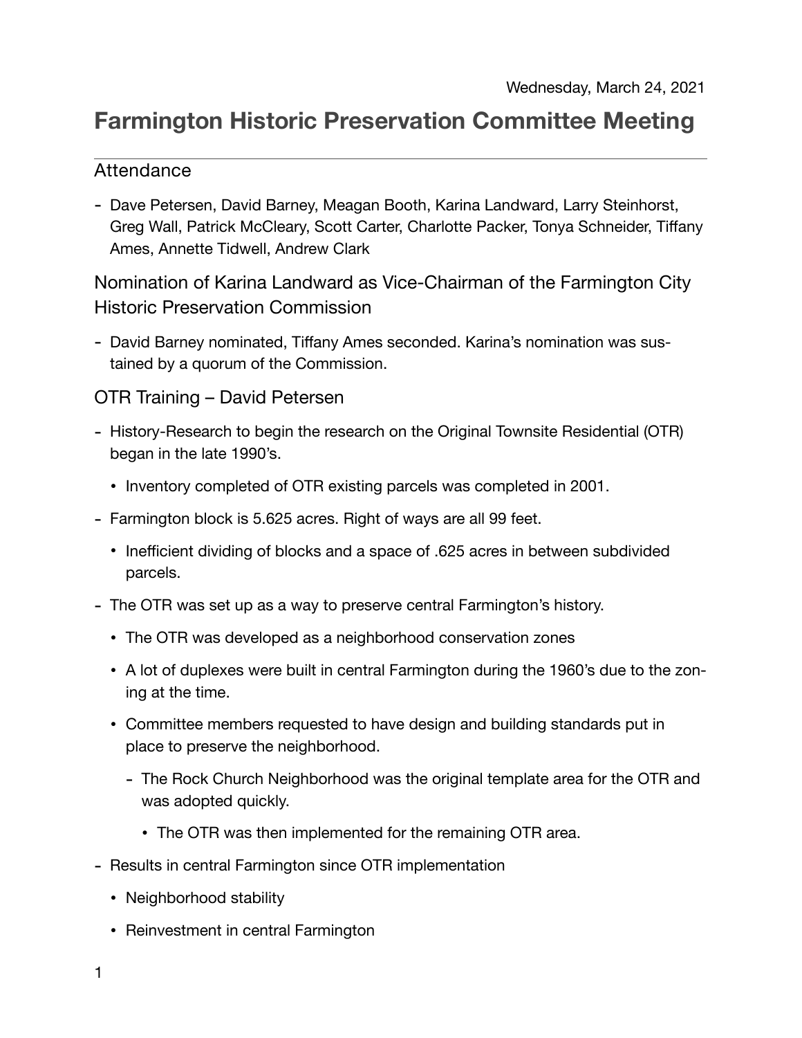Wednesday, March 24, 2021

# Farmington Historic Preservation Committee Meeting

## Attendance

- Dave Petersen, David Barney, Meagan Booth, Karina Landward, Larry Steinhorst, Greg Wall, Patrick McCleary, Scott Carter, Charlotte Packer, Tonya Schneider, Tiffany Ames, Annette Tidwell, Andrew Clark

## Nomination of Karina Landward as Vice-Chairman of the Farmington City Historic Preservation Commission

- David Barney nominated, Tiffany Ames seconded. Karina's nomination was sustained by a quorum of the Commission.

## OTR Training – David Petersen

- History-Research to begin the research on the Original Townsite Residential (OTR) began in the late 1990's.
  - Inventory completed of OTR existing parcels was completed in 2001.
- Farmington block is 5.625 acres. Right of ways are all 99 feet.
  - Inefficient dividing of blocks and a space of .625 acres in between subdivided parcels.
- The OTR was set up as a way to preserve central Farmington's history.
  - The OTR was developed as a neighborhood conservation zones
  - A lot of duplexes were built in central Farmington during the 1960's due to the zoning at the time.
  - Committee members requested to have design and building standards put in place to preserve the neighborhood.
    - The Rock Church Neighborhood was the original template area for the OTR and was adopted quickly.
      - The OTR was then implemented for the remaining OTR area.
- Results in central Farmington since OTR implementation
  - Neighborhood stability
  - Reinvestment in central Farmington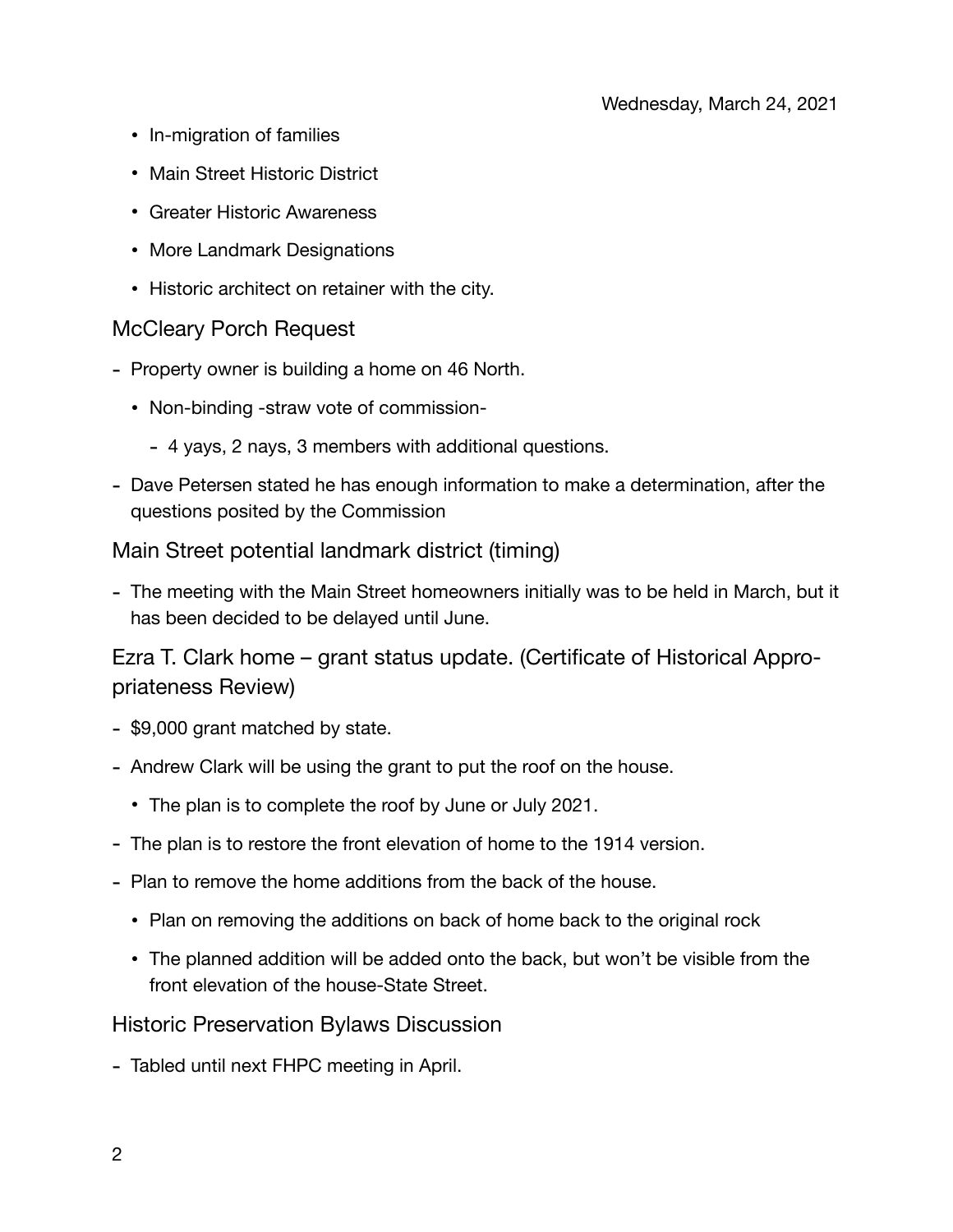Wednesday, March 24, 2021

- In-migration of families
- Main Street Historic District
- Greater Historic Awareness
- More Landmark Designations
- Historic architect on retainer with the city.

## McCleary Porch Request

- Property owner is building a home on 46 North.
  - Non-binding -straw vote of commission-
    - 4 yays, 2 nays, 3 members with additional questions.
- Dave Petersen stated he has enough information to make a determination, after the questions posited by the Commission

## Main Street potential landmark district (timing)

- The meeting with the Main Street homeowners initially was to be held in March, but it has been decided to be delayed until June.

## Ezra T. Clark home – grant status update. (Certificate of Historical Appropriateness Review)

- $9,000 grant matched by state.
- Andrew Clark will be using the grant to put the roof on the house.
  - The plan is to complete the roof by June or July 2021.
- The plan is to restore the front elevation of home to the 1914 version.
- Plan to remove the home additions from the back of the house.
  - Plan on removing the additions on back of home back to the original rock
  - The planned addition will be added onto the back, but won't be visible from the front elevation of the house-State Street.

## Historic Preservation Bylaws Discussion

- Tabled until next FHPC meeting in April.